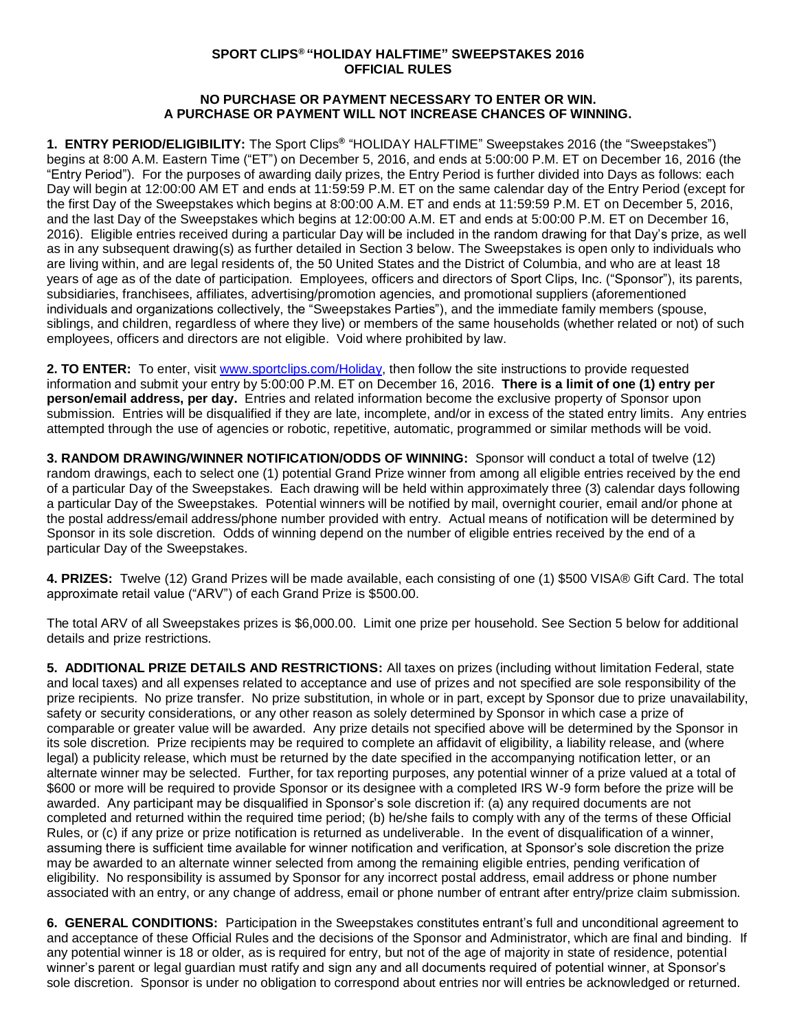# SPORT CLIPS® "HOLIDAY HALFTIME" SWEEPSTAKES 2016
# OFFICIAL RULES

**NO PURCHASE OR PAYMENT NECESSARY TO ENTER OR WIN.**
**A PURCHASE OR PAYMENT WILL NOT INCREASE CHANCES OF WINNING.**

**1. ENTRY PERIOD/ELIGIBILITY:** The Sport Clips® "HOLIDAY HALFTIME" Sweepstakes 2016 (the "Sweepstakes") begins at 8:00 A.M. Eastern Time ("ET") on December 5, 2016, and ends at 5:00:00 P.M. ET on December 16, 2016 (the "Entry Period"). For the purposes of awarding daily prizes, the Entry Period is further divided into Days as follows: each Day will begin at 12:00:00 AM ET and ends at 11:59:59 P.M. ET on the same calendar day of the Entry Period (except for the first Day of the Sweepstakes which begins at 8:00:00 A.M. ET and ends at 11:59:59 P.M. ET on December 5, 2016, and the last Day of the Sweepstakes which begins at 12:00:00 A.M. ET and ends at 5:00:00 P.M. ET on December 16, 2016). Eligible entries received during a particular Day will be included in the random drawing for that Day's prize, as well as in any subsequent drawing(s) as further detailed in Section 3 below. The Sweepstakes is open only to individuals who are living within, and are legal residents of, the 50 United States and the District of Columbia, and who are at least 18 years of age as of the date of participation. Employees, officers and directors of Sport Clips, Inc. ("Sponsor"), its parents, subsidiaries, franchisees, affiliates, advertising/promotion agencies, and promotional suppliers (aforementioned individuals and organizations collectively, the "Sweepstakes Parties"), and the immediate family members (spouse, siblings, and children, regardless of where they live) or members of the same households (whether related or not) of such employees, officers and directors are not eligible. Void where prohibited by law.

**2. TO ENTER:** To enter, visit www.sportclips.com/Holiday, then follow the site instructions to provide requested information and submit your entry by 5:00:00 P.M. ET on December 16, 2016. **There is a limit of one (1) entry per person/email address, per day.** Entries and related information become the exclusive property of Sponsor upon submission. Entries will be disqualified if they are late, incomplete, and/or in excess of the stated entry limits. Any entries attempted through the use of agencies or robotic, repetitive, automatic, programmed or similar methods will be void.

**3. RANDOM DRAWING/WINNER NOTIFICATION/ODDS OF WINNING:** Sponsor will conduct a total of twelve (12) random drawings, each to select one (1) potential Grand Prize winner from among all eligible entries received by the end of a particular Day of the Sweepstakes. Each drawing will be held within approximately three (3) calendar days following a particular Day of the Sweepstakes. Potential winners will be notified by mail, overnight courier, email and/or phone at the postal address/email address/phone number provided with entry. Actual means of notification will be determined by Sponsor in its sole discretion. Odds of winning depend on the number of eligible entries received by the end of a particular Day of the Sweepstakes.

**4. PRIZES:** Twelve (12) Grand Prizes will be made available, each consisting of one (1) $500 VISA® Gift Card. The total approximate retail value ("ARV") of each Grand Prize is $500.00.

The total ARV of all Sweepstakes prizes is $6,000.00. Limit one prize per household. See Section 5 below for additional details and prize restrictions.

**5. ADDITIONAL PRIZE DETAILS AND RESTRICTIONS:** All taxes on prizes (including without limitation Federal, state and local taxes) and all expenses related to acceptance and use of prizes and not specified are sole responsibility of the prize recipients. No prize transfer. No prize substitution, in whole or in part, except by Sponsor due to prize unavailability, safety or security considerations, or any other reason as solely determined by Sponsor in which case a prize of comparable or greater value will be awarded. Any prize details not specified above will be determined by the Sponsor in its sole discretion. Prize recipients may be required to complete an affidavit of eligibility, a liability release, and (where legal) a publicity release, which must be returned by the date specified in the accompanying notification letter, or an alternate winner may be selected. Further, for tax reporting purposes, any potential winner of a prize valued at a total of $600 or more will be required to provide Sponsor or its designee with a completed IRS W-9 form before the prize will be awarded. Any participant may be disqualified in Sponsor's sole discretion if: (a) any required documents are not completed and returned within the required time period; (b) he/she fails to comply with any of the terms of these Official Rules, or (c) if any prize or prize notification is returned as undeliverable. In the event of disqualification of a winner, assuming there is sufficient time available for winner notification and verification, at Sponsor's sole discretion the prize may be awarded to an alternate winner selected from among the remaining eligible entries, pending verification of eligibility. No responsibility is assumed by Sponsor for any incorrect postal address, email address or phone number associated with an entry, or any change of address, email or phone number of entrant after entry/prize claim submission.

**6. GENERAL CONDITIONS:** Participation in the Sweepstakes constitutes entrant's full and unconditional agreement to and acceptance of these Official Rules and the decisions of the Sponsor and Administrator, which are final and binding. If any potential winner is 18 or older, as is required for entry, but not of the age of majority in state of residence, potential winner's parent or legal guardian must ratify and sign any and all documents required of potential winner, at Sponsor's sole discretion. Sponsor is under no obligation to correspond about entries nor will entries be acknowledged or returned.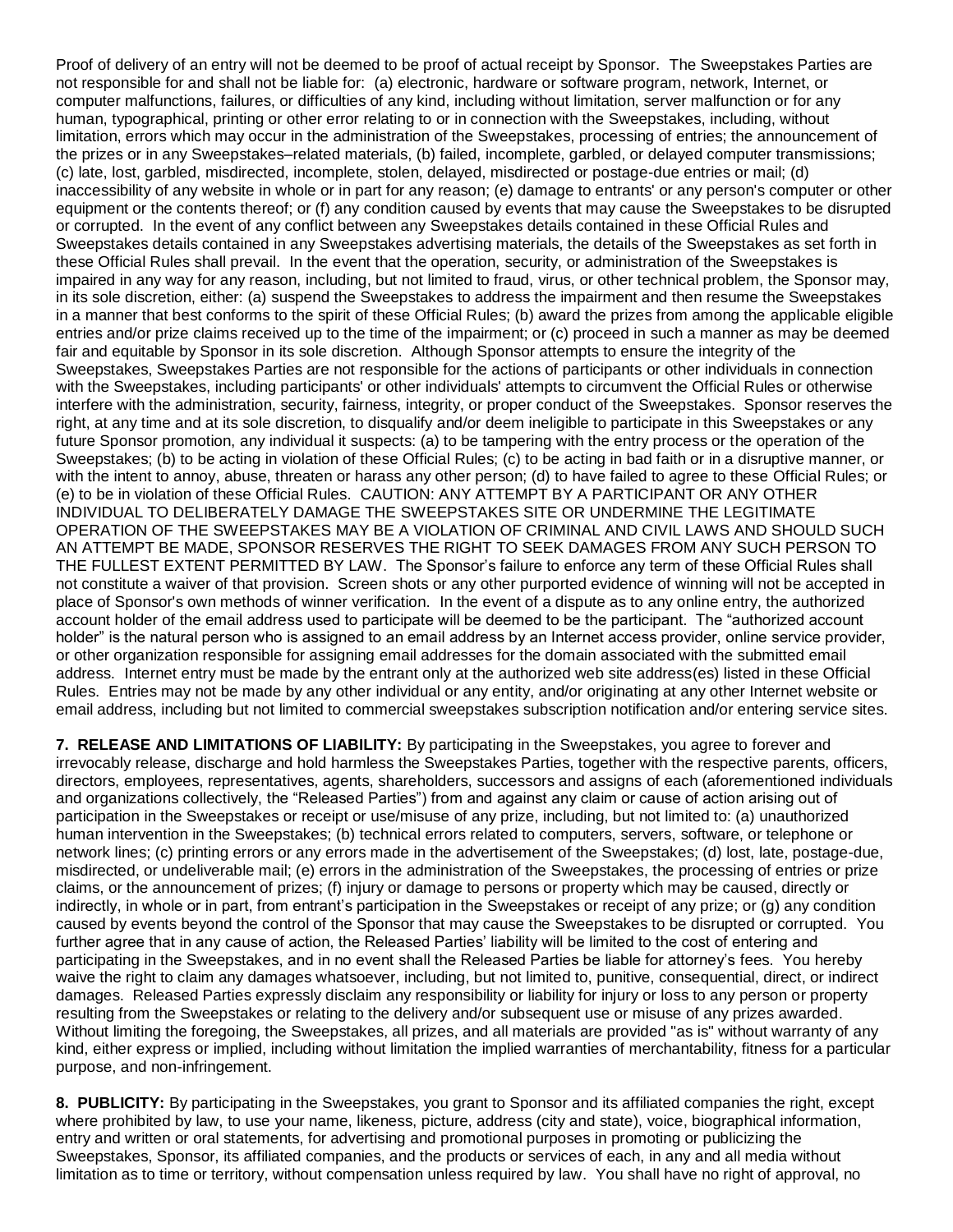Proof of delivery of an entry will not be deemed to be proof of actual receipt by Sponsor. The Sweepstakes Parties are not responsible for and shall not be liable for: (a) electronic, hardware or software program, network, Internet, or computer malfunctions, failures, or difficulties of any kind, including without limitation, server malfunction or for any human, typographical, printing or other error relating to or in connection with the Sweepstakes, including, without limitation, errors which may occur in the administration of the Sweepstakes, processing of entries; the announcement of the prizes or in any Sweepstakes–related materials, (b) failed, incomplete, garbled, or delayed computer transmissions; (c) late, lost, garbled, misdirected, incomplete, stolen, delayed, misdirected or postage-due entries or mail; (d) inaccessibility of any website in whole or in part for any reason; (e) damage to entrants' or any person's computer or other equipment or the contents thereof; or (f) any condition caused by events that may cause the Sweepstakes to be disrupted or corrupted. In the event of any conflict between any Sweepstakes details contained in these Official Rules and Sweepstakes details contained in any Sweepstakes advertising materials, the details of the Sweepstakes as set forth in these Official Rules shall prevail. In the event that the operation, security, or administration of the Sweepstakes is impaired in any way for any reason, including, but not limited to fraud, virus, or other technical problem, the Sponsor may, in its sole discretion, either: (a) suspend the Sweepstakes to address the impairment and then resume the Sweepstakes in a manner that best conforms to the spirit of these Official Rules; (b) award the prizes from among the applicable eligible entries and/or prize claims received up to the time of the impairment; or (c) proceed in such a manner as may be deemed fair and equitable by Sponsor in its sole discretion. Although Sponsor attempts to ensure the integrity of the Sweepstakes, Sweepstakes Parties are not responsible for the actions of participants or other individuals in connection with the Sweepstakes, including participants' or other individuals' attempts to circumvent the Official Rules or otherwise interfere with the administration, security, fairness, integrity, or proper conduct of the Sweepstakes. Sponsor reserves the right, at any time and at its sole discretion, to disqualify and/or deem ineligible to participate in this Sweepstakes or any future Sponsor promotion, any individual it suspects: (a) to be tampering with the entry process or the operation of the Sweepstakes; (b) to be acting in violation of these Official Rules; (c) to be acting in bad faith or in a disruptive manner, or with the intent to annoy, abuse, threaten or harass any other person; (d) to have failed to agree to these Official Rules; or (e) to be in violation of these Official Rules. CAUTION: ANY ATTEMPT BY A PARTICIPANT OR ANY OTHER INDIVIDUAL TO DELIBERATELY DAMAGE THE SWEEPSTAKES SITE OR UNDERMINE THE LEGITIMATE OPERATION OF THE SWEEPSTAKES MAY BE A VIOLATION OF CRIMINAL AND CIVIL LAWS AND SHOULD SUCH AN ATTEMPT BE MADE, SPONSOR RESERVES THE RIGHT TO SEEK DAMAGES FROM ANY SUCH PERSON TO THE FULLEST EXTENT PERMITTED BY LAW. The Sponsor's failure to enforce any term of these Official Rules shall not constitute a waiver of that provision. Screen shots or any other purported evidence of winning will not be accepted in place of Sponsor's own methods of winner verification. In the event of a dispute as to any online entry, the authorized account holder of the email address used to participate will be deemed to be the participant. The "authorized account holder" is the natural person who is assigned to an email address by an Internet access provider, online service provider, or other organization responsible for assigning email addresses for the domain associated with the submitted email address. Internet entry must be made by the entrant only at the authorized web site address(es) listed in these Official Rules. Entries may not be made by any other individual or any entity, and/or originating at any other Internet website or email address, including but not limited to commercial sweepstakes subscription notification and/or entering service sites.

**7. RELEASE AND LIMITATIONS OF LIABILITY:** By participating in the Sweepstakes, you agree to forever and irrevocably release, discharge and hold harmless the Sweepstakes Parties, together with the respective parents, officers, directors, employees, representatives, agents, shareholders, successors and assigns of each (aforementioned individuals and organizations collectively, the "Released Parties") from and against any claim or cause of action arising out of participation in the Sweepstakes or receipt or use/misuse of any prize, including, but not limited to: (a) unauthorized human intervention in the Sweepstakes; (b) technical errors related to computers, servers, software, or telephone or network lines; (c) printing errors or any errors made in the advertisement of the Sweepstakes; (d) lost, late, postage-due, misdirected, or undeliverable mail; (e) errors in the administration of the Sweepstakes, the processing of entries or prize claims, or the announcement of prizes; (f) injury or damage to persons or property which may be caused, directly or indirectly, in whole or in part, from entrant's participation in the Sweepstakes or receipt of any prize; or (g) any condition caused by events beyond the control of the Sponsor that may cause the Sweepstakes to be disrupted or corrupted. You further agree that in any cause of action, the Released Parties' liability will be limited to the cost of entering and participating in the Sweepstakes, and in no event shall the Released Parties be liable for attorney's fees. You hereby waive the right to claim any damages whatsoever, including, but not limited to, punitive, consequential, direct, or indirect damages. Released Parties expressly disclaim any responsibility or liability for injury or loss to any person or property resulting from the Sweepstakes or relating to the delivery and/or subsequent use or misuse of any prizes awarded. Without limiting the foregoing, the Sweepstakes, all prizes, and all materials are provided "as is" without warranty of any kind, either express or implied, including without limitation the implied warranties of merchantability, fitness for a particular purpose, and non-infringement.

**8. PUBLICITY:** By participating in the Sweepstakes, you grant to Sponsor and its affiliated companies the right, except where prohibited by law, to use your name, likeness, picture, address (city and state), voice, biographical information, entry and written or oral statements, for advertising and promotional purposes in promoting or publicizing the Sweepstakes, Sponsor, its affiliated companies, and the products or services of each, in any and all media without limitation as to time or territory, without compensation unless required by law. You shall have no right of approval, no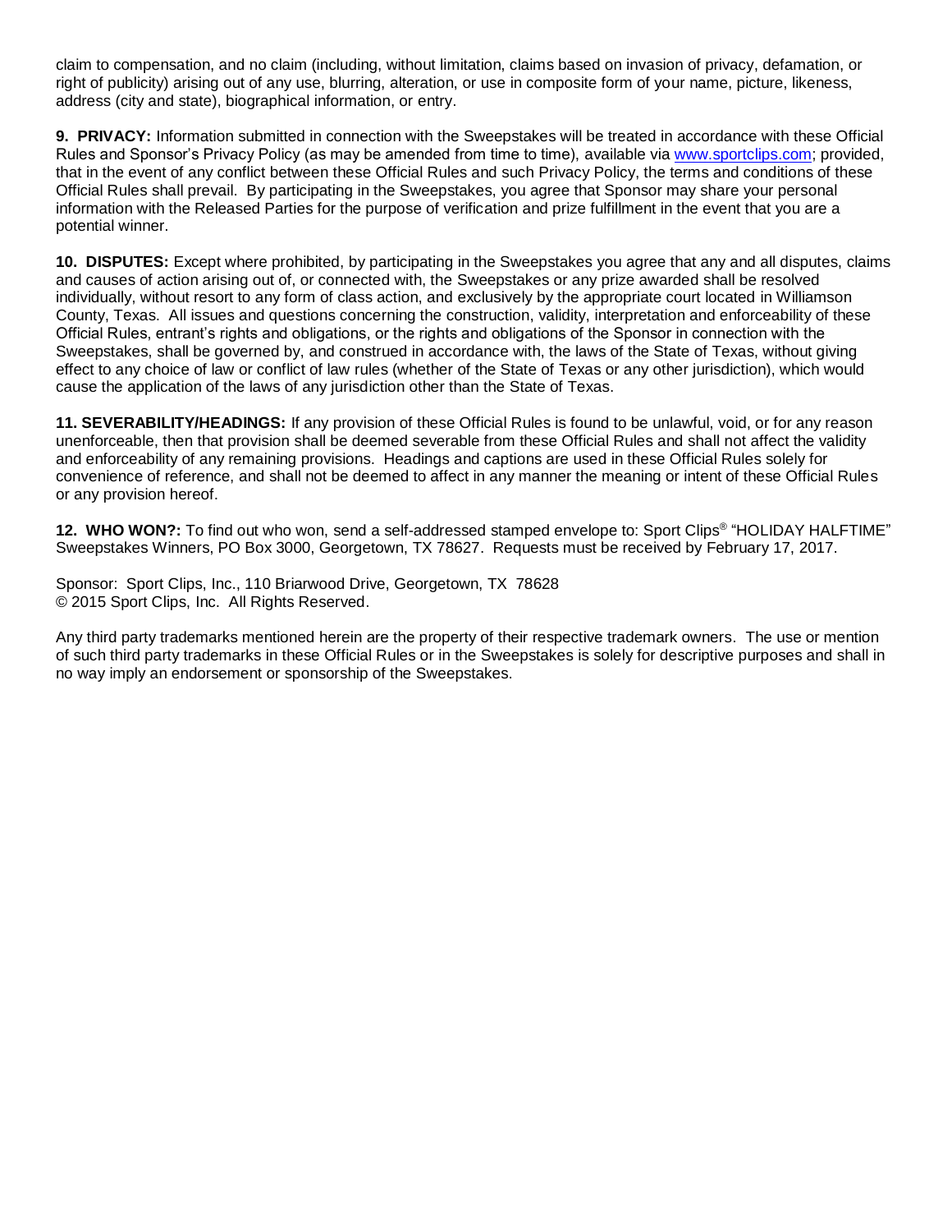claim to compensation, and no claim (including, without limitation, claims based on invasion of privacy, defamation, or right of publicity) arising out of any use, blurring, alteration, or use in composite form of your name, picture, likeness, address (city and state), biographical information, or entry.

**9. PRIVACY:** Information submitted in connection with the Sweepstakes will be treated in accordance with these Official Rules and Sponsor's Privacy Policy (as may be amended from time to time), available via [www.sportclips.com](http://www.sportclips.com); provided, that in the event of any conflict between these Official Rules and such Privacy Policy, the terms and conditions of these Official Rules shall prevail. By participating in the Sweepstakes, you agree that Sponsor may share your personal information with the Released Parties for the purpose of verification and prize fulfillment in the event that you are a potential winner.

**10. DISPUTES:** Except where prohibited, by participating in the Sweepstakes you agree that any and all disputes, claims and causes of action arising out of, or connected with, the Sweepstakes or any prize awarded shall be resolved individually, without resort to any form of class action, and exclusively by the appropriate court located in Williamson County, Texas. All issues and questions concerning the construction, validity, interpretation and enforceability of these Official Rules, entrant's rights and obligations, or the rights and obligations of the Sponsor in connection with the Sweepstakes, shall be governed by, and construed in accordance with, the laws of the State of Texas, without giving effect to any choice of law or conflict of law rules (whether of the State of Texas or any other jurisdiction), which would cause the application of the laws of any jurisdiction other than the State of Texas.

**11. SEVERABILITY/HEADINGS:** If any provision of these Official Rules is found to be unlawful, void, or for any reason unenforceable, then that provision shall be deemed severable from these Official Rules and shall not affect the validity and enforceability of any remaining provisions. Headings and captions are used in these Official Rules solely for convenience of reference, and shall not be deemed to affect in any manner the meaning or intent of these Official Rules or any provision hereof.

**12. WHO WON?:** To find out who won, send a self-addressed stamped envelope to: Sport Clips® "HOLIDAY HALFTIME" Sweepstakes Winners, PO Box 3000, Georgetown, TX 78627. Requests must be received by February 17, 2017.

Sponsor: Sport Clips, Inc., 110 Briarwood Drive, Georgetown, TX 78628
© 2015 Sport Clips, Inc. All Rights Reserved.

Any third party trademarks mentioned herein are the property of their respective trademark owners. The use or mention of such third party trademarks in these Official Rules or in the Sweepstakes is solely for descriptive purposes and shall in no way imply an endorsement or sponsorship of the Sweepstakes.